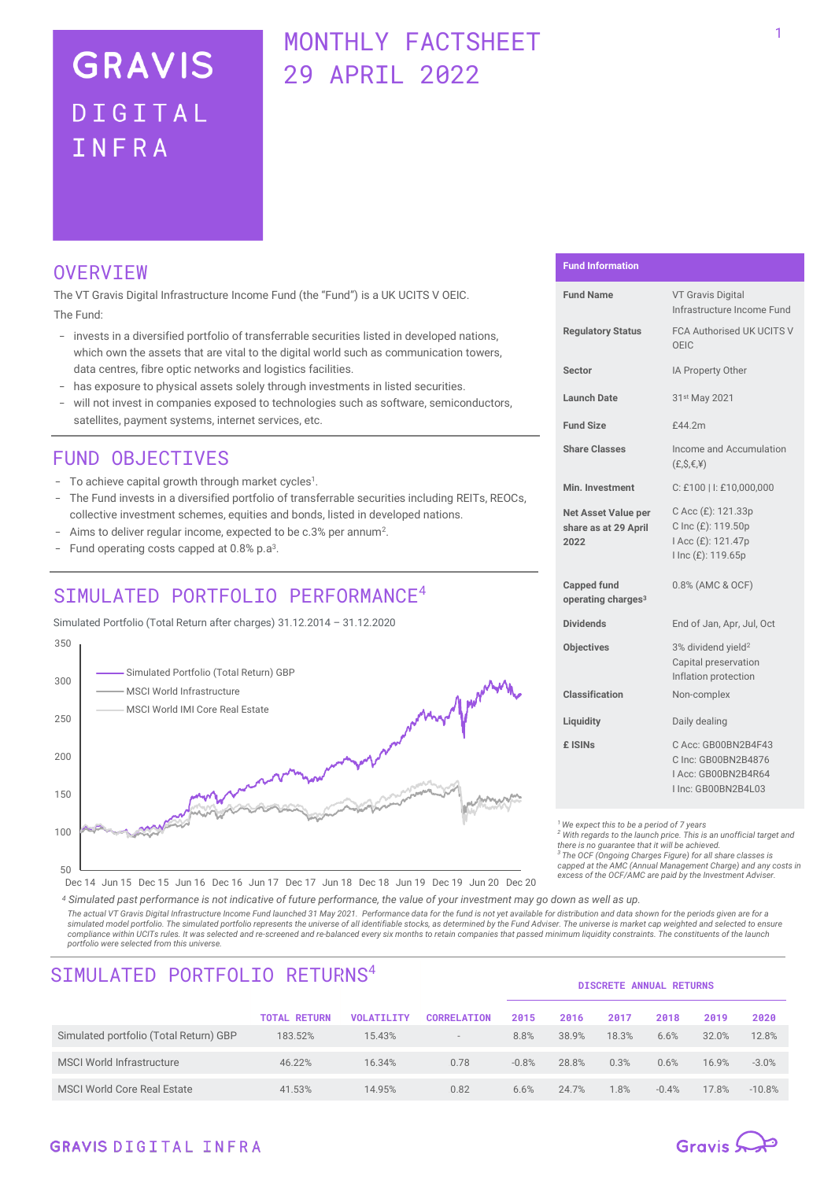# GRAVIS DIGITAL INFRA

## MONTHLY FACTSHEET 29 APRIL 2022

## OVERVIEW

The VT Gravis Digital Infrastructure Income Fund (the "Fund") is a UK UCITS V OEIC.

The Fund:

- invests in a diversified portfolio of transferrable securities listed in developed nations, which own the assets that are vital to the digital world such as communication towers, data centres, fibre optic networks and logistics facilities.
- has exposure to physical assets solely through investments in listed securities.
- will not invest in companies exposed to technologies such as software, semiconductors, satellites, payment systems, internet services, etc.

## FUND OBJECTIVES

- To achieve capital growth through market cycles[1].
- The Fund invests in a diversified portfolio of transferrable securities including REITs, REOCs, collective investment schemes, equities and bonds, listed in developed nations.
- Aims to deliver regular income, expected to be c.3% per annum[2].
- Fund operating costs capped at 0.8% p.a[3].

## SIMULATED PORTFOLIO PERFORMANCE[4]

Simulated Portfolio (Total Return after charges) 31.12.2014 – 31.12.2020

Legend: Simulated Portfolio (Total Return) GBP; MSCI World Infrastructure; MSCI World IMI Core Real Estate

[4] *Simulated past performance is not indicative of future performance, the value of your investment may go down as well as up.*

*The actual VT Gravis Digital Infrastructure Income Fund launched 31 May 2021. Performance data for the fund is not yet available for distribution and data shown for the periods given are for a simulated model portfolio. The simulated portfolio represents the universe of all identifiable stocks, as determined by the Fund Adviser. The universe is market cap weighted and selected to ensure compliance within UCITs rules. It was selected and re-screened and re-balanced every six months to retain companies that passed minimum liquidity constraints. The constituents of the launch portfolio were selected from this universe.*

| Fund Information | |
|---|---|
| **Fund Name** | VT Gravis Digital Infrastructure Income Fund |
| **Regulatory Status** | FCA Authorised UK UCITS V OEIC |
| **Sector** | IA Property Other |
| **Launch Date** | 31st May 2021 |
| **Fund Size** | £44.2m |
| **Share Classes** | Income and Accumulation (£,$,€,¥) |
| **Min. Investment** | C: £100 \| I: £10,000,000 |
| **Net Asset Value per share as at 29 April 2022** | C Acc (£): 121.33p<br>C Inc (£): 119.50p<br>I Acc (£): 121.47p<br>I Inc (£): 119.65p |
| **Capped fund operating charges[3]** | 0.8% (AMC & OCF) |
| **Dividends** | End of Jan, Apr, Jul, Oct |
| **Objectives** | 3% dividend yield[2]<br>Capital preservation<br>Inflation protection |
| **Classification** | Non-complex |
| **Liquidity** | Daily dealing |
| **£ ISINs** | C Acc: GB00BN2B4F43<br>C Inc: GB00BN2B4876<br>I Acc: GB00BN2B4R64<br>I Inc: GB00BN2B4L03 |

[1] *We expect this to be a period of 7 years*
[2] *With regards to the launch price. This is an unofficial target and there is no guarantee that it will be achieved.*
[3] *The OCF (Ongoing Charges Figure) for all share classes is capped at the AMC (Annual Management Charge) and any costs in excess of the OCF/AMC are paid by the Investment Adviser.*

## SIMULATED PORTFOLIO RETURNS[4]

| | TOTAL RETURN | VOLATILITY | CORRELATION | DISCRETE ANNUAL RETURNS 2015 | 2016 | 2017 | 2018 | 2019 | 2020 |
|---|---|---|---|---|---|---|---|---|---|
| Simulated portfolio (Total Return) GBP | 183.52% | 15.43% | - | 8.8% | 38.9% | 18.3% | 6.6% | 32.0% | 12.8% |
| MSCI World Infrastructure | 46.22% | 16.34% | 0.78 | -0.8% | 28.8% | 0.3% | 0.6% | 16.9% | -3.0% |
| MSCI World Core Real Estate | 41.53% | 14.95% | 0.82 | 6.6% | 24.7% | 1.8% | -0.4% | 17.8% | -10.8% |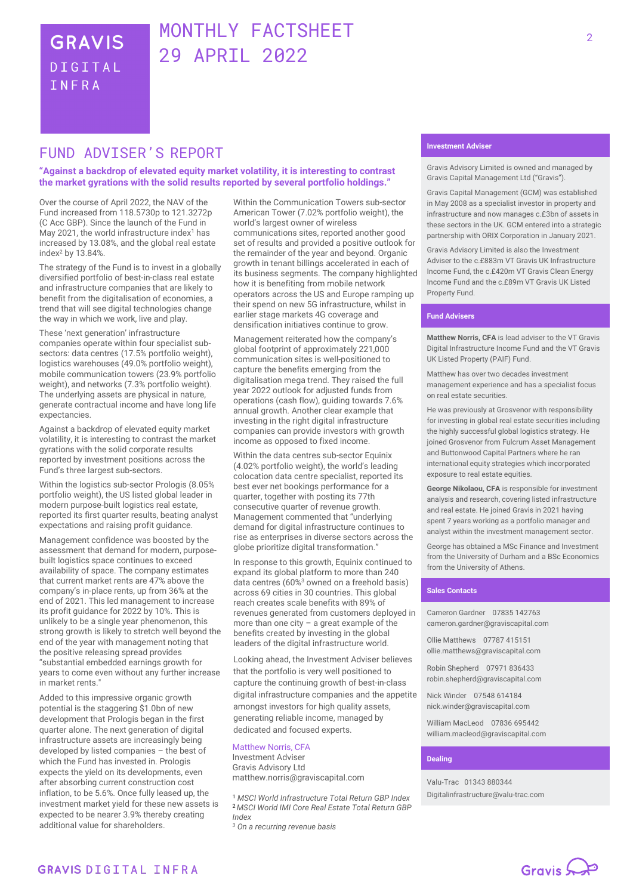# GRAVIS DIGITAL INFRA

# MONTHLY FACTSHEET 29 APRIL 2022

## FUND ADVISER'S REPORT

**"Against a backdrop of elevated equity market volatility, it is interesting to contrast the market gyrations with the solid results reported by several portfolio holdings."**

Over the course of April 2022, the NAV of the Fund increased from 118.5730p to 121.3272p (C Acc GBP). Since the launch of the Fund in May 2021, the world infrastructure index[1] has increased by 13.08%, and the global real estate index[2] by 13.84%.

The strategy of the Fund is to invest in a globally diversified portfolio of best-in-class real estate and infrastructure companies that are likely to benefit from the digitalisation of economies, a trend that will see digital technologies change the way in which we work, live and play.

These 'next generation' infrastructure companies operate within four specialist sub-sectors: data centres (17.5% portfolio weight), logistics warehouses (49.0% portfolio weight), mobile communication towers (23.9% portfolio weight), and networks (7.3% portfolio weight). The underlying assets are physical in nature, generate contractual income and have long life expectancies.

Against a backdrop of elevated equity market volatility, it is interesting to contrast the market gyrations with the solid corporate results reported by investment positions across the Fund's three largest sub-sectors.

Within the logistics sub-sector Prologis (8.05% portfolio weight), the US listed global leader in modern purpose-built logistics real estate, reported its first quarter results, beating analyst expectations and raising profit guidance.

Management confidence was boosted by the assessment that demand for modern, purpose-built logistics space continues to exceed availability of space. The company estimates that current market rents are 47% above the company's in-place rents, up from 36% at the end of 2021. This led management to increase its profit guidance for 2022 by 10%. This is unlikely to be a single year phenomenon, this strong growth is likely to stretch well beyond the end of the year with management noting that the positive releasing spread provides "substantial embedded earnings growth for years to come even without any further increase in market rents."

Added to this impressive organic growth potential is the staggering $1.0bn of new development that Prologis began in the first quarter alone. The next generation of digital infrastructure assets are increasingly being developed by listed companies – the best of which the Fund has invested in. Prologis expects the yield on its developments, even after absorbing current construction cost inflation, to be 5.6%. Once fully leased up, the investment market yield for these new assets is expected to be nearer 3.9% thereby creating additional value for shareholders.

Within the Communication Towers sub-sector American Tower (7.02% portfolio weight), the world's largest owner of wireless communications sites, reported another good set of results and provided a positive outlook for the remainder of the year and beyond. Organic growth in tenant billings accelerated in each of its business segments. The company highlighted how it is benefiting from mobile network operators across the US and Europe ramping up their spend on new 5G infrastructure, whilst in earlier stage markets 4G coverage and densification initiatives continue to grow.

Management reiterated how the company's global footprint of approximately 221,000 communication sites is well-positioned to capture the benefits emerging from the digitalisation mega trend. They raised the full year 2022 outlook for adjusted funds from operations (cash flow), guiding towards 7.6% annual growth. Another clear example that investing in the right digital infrastructure companies can provide investors with growth income as opposed to fixed income.

Within the data centres sub-sector Equinix (4.02% portfolio weight), the world's leading colocation data centre specialist, reported its best ever net bookings performance for a quarter, together with posting its 77th consecutive quarter of revenue growth. Management commented that "underlying demand for digital infrastructure continues to rise as enterprises in diverse sectors across the globe prioritize digital transformation."

In response to this growth, Equinix continued to expand its global platform to more than 240 data centres (60%[3] owned on a freehold basis) across 69 cities in 30 countries. This global reach creates scale benefits with 89% of revenues generated from customers deployed in more than one city – a great example of the benefits created by investing in the global leaders of the digital infrastructure world.

Looking ahead, the Investment Adviser believes that the portfolio is very well positioned to capture the continuing growth of best-in-class digital infrastructure companies and the appetite amongst investors for high quality assets, generating reliable income, managed by dedicated and focused experts.

Matthew Norris, CFA
Investment Adviser
Gravis Advisory Ltd
matthew.norris@graviscapital.com

[1] *MSCI World Infrastructure Total Return GBP Index*
[2] *MSCI World IMI Core Real Estate Total Return GBP Index*
[3] *On a recurring revenue basis*

### Investment Adviser

Gravis Advisory Limited is owned and managed by Gravis Capital Management Ltd ("Gravis").

Gravis Capital Management (GCM) was established in May 2008 as a specialist investor in property and infrastructure and now manages c.£3bn of assets in these sectors in the UK. GCM entered into a strategic partnership with ORIX Corporation in January 2021.

Gravis Advisory Limited is also the Investment Adviser to the c.£883m VT Gravis UK Infrastructure Income Fund, the c.£420m VT Gravis Clean Energy Income Fund and the c.£89m VT Gravis UK Listed Property Fund.

### Fund Advisers

**Matthew Norris, CFA** is lead adviser to the VT Gravis Digital Infrastructure Income Fund and the VT Gravis UK Listed Property (PAIF) Fund.

Matthew has over two decades investment management experience and has a specialist focus on real estate securities.

He was previously at Grosvenor with responsibility for investing in global real estate securities including the highly successful global logistics strategy. He joined Grosvenor from Fulcrum Asset Management and Buttonwood Capital Partners where he ran international equity strategies which incorporated exposure to real estate equities.

**George Nikolaou, CFA** is responsible for investment analysis and research, covering listed infrastructure and real estate. He joined Gravis in 2021 having spent 7 years working as a portfolio manager and analyst within the investment management sector.

George has obtained a MSc Finance and Investment from the University of Durham and a BSc Economics from the University of Athens.

### Sales Contacts

Cameron Gardner 07835 142763
cameron.gardner@graviscapital.com

Ollie Matthews 07787 415151
ollie.matthews@graviscapital.com

Robin Shepherd 07971 836433
robin.shepherd@graviscapital.com

Nick Winder 07548 614184
nick.winder@graviscapital.com

William MacLeod 07836 695442
william.macleod@graviscapital.com

### Dealing

Valu-Trac 01343 880344
Digitalinfrastructure@valu-trac.com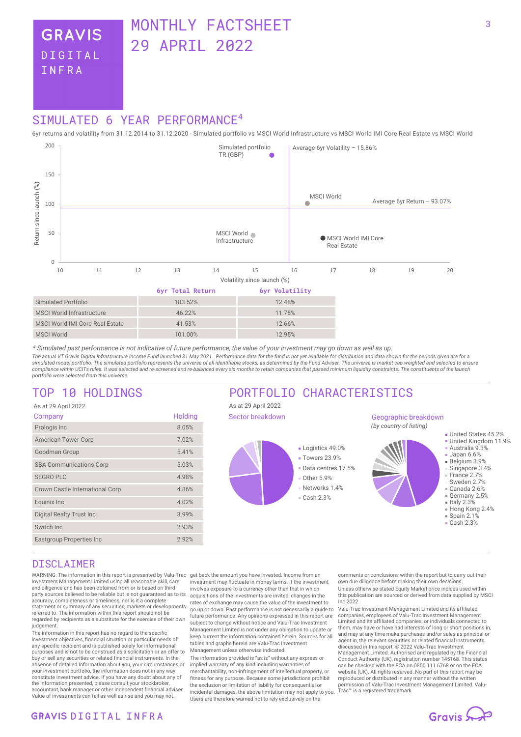GRAVIS DIGITAL INFRA

# MONTHLY FACTSHEET 29 APRIL 2022

## SIMULATED 6 YEAR PERFORMANCE[4]

6yr returns and volatility from 31.12.2014 to 31.12.2020 - Simulated portfolio vs MSCI World Infrastructure vs MSCI World IMI Core Real Estate vs MSCI World

Return since launch (%)
200
150
100
50
0
10 11 12 13 14 15 16 17 18 19 20
Volatility since launch (%)
Simulated portfolio TR (GBP)
Average 6yr Volatility – 15.86%
MSCI World
Average 6yr Return – 93.07%
MSCI World Infrastructure
MSCI World IMI Core Real Estate

| | 6yr Total Return | 6yr Volatility |
|---|---|---|
| Simulated Portfolio | 183.52% | 12.48% |
| MSCI World Infrastructure | 46.22% | 11.78% |
| MSCI World IMI Core Real Estate | 41.53% | 12.66% |
| MSCI World | 101.00% | 12.95% |

*[4] Simulated past performance is not indicative of future performance, the value of your investment may go down as well as up.*

*The actual VT Gravis Digital Infrastructure Income Fund launched 31 May 2021. Performance data for the fund is not yet available for distribution and data shown for the periods given are for a simulated model portfolio. The simulated portfolio represents the universe of all identifiable stocks, as determined by the Fund Adviser. The universe is market cap weighted and selected to ensure compliance within UCITs rules. It was selected and re-screened and re-balanced every six months to retain companies that passed minimum liquidity constraints. The constituents of the launch portfolio were selected from this universe.*

## TOP 10 HOLDINGS

As at 29 April 2022

| Company | Holding |
|---|---|
| Prologis Inc | 8.05% |
| American Tower Corp | 7.02% |
| Goodman Group | 5.41% |
| SBA Communications Corp | 5.03% |
| SEGRO PLC | 4.98% |
| Crown Castle International Corp | 4.86% |
| Equinix Inc | 4.02% |
| Digital Realty Trust Inc | 3.99% |
| Switch Inc | 2.93% |
| Eastgroup Properties Inc | 2.92% |

## PORTFOLIO CHARACTERISTICS

As at 29 April 2022

### Sector breakdown

- Logistics 49.0%
- Towers 23.9%
- Data centres 17.5%
- Other 5.9%
- Networks 1.4%
- Cash 2.3%

### Geographic breakdown

*(by country of listing)*

- United States 45.2%
- United Kingdom 11.9%
- Australia 9.3%
- Japan 6.6%
- Belgium 3.9%
- Singapore 3.4%
- France 2.7%
- Sweden 2.7%
- Canada 2.6%
- Germany 2.5%
- Italy 2.3%
- Hong Kong 2.4%
- Spain 2.1%
- Cash 2.3%

## DISCLAIMER

WARNING: The information in this report is presented by Valu-Trac Investment Management Limited using all reasonable skill, care and diligence and has been obtained from or is based on third party sources believed to be reliable but is not guaranteed as to its accuracy, completeness or timeliness, nor is it a complete statement or summary of any securities, markets or developments referred to. The information within this report should not be regarded by recipients as a substitute for the exercise of their own judgement.

The information in this report has no regard to the specific investment objectives, financial situation or particular needs of any specific recipient and is published solely for informational purposes and is not to be construed as a solicitation or an offer to buy or sell any securities or related financial instruments. In the absence of detailed information about you, your circumstances or your investment portfolio, the information does not in any way constitute investment advice. If you have any doubt about any of the information presented, please consult your stockbroker, accountant, bank manager or other independent financial adviser Value of investments can fall as well as rise and you may not get back the amount you have invested. Income from an investment may fluctuate in money terms. If the investment involves exposure to a currency other than that in which acquisitions of the investments are invited, changes in the rates of exchange may cause the value of the investment to go up or down. Past performance is not necessarily a guide to future performance. Any opinions expressed in this report are subject to change without notice and Valu-Trac Investment Management Limited is not under any obligation to update or keep current the information contained herein. Sources for all tables and graphs herein are Valu-Trac Investment Management unless otherwise indicated.

The information provided is "as is" without any express or implied warranty of any kind including warranties of merchantability, non-infringement of intellectual property, or fitness for any purpose. Because some jurisdictions prohibit the exclusion or limitation of liability for consequential or incidental damages, the above limitation may not apply to you. Users are therefore warned not to rely exclusively on the comments or conclusions within the report but to carry out their own due diligence before making their own decisions.

Unless otherwise stated Equity Market price indices used within this publication are sourced or derived from data supplied by MSCI Inc 2022.

Valu-Trac Investment Management Limited and its affiliated companies, employees of Valu-Trac Investment Management Limited and its affiliated companies, or individuals connected to them, may have or have had interests of long or short positions in, and may at any time make purchases and/or sales as principal or agent in, the relevant securities or related financial instruments discussed in this report. © 2022 Valu-Trac Investment Management Limited. Authorised and regulated by the Financial Conduct Authority (UK), registration number 145168. This status can be checked with the FCA on 0800 111 6768 or on the FCA website (UK). All rights reserved. No part of this report may be reproduced or distributed in any manner without the written permission of Valu-Trac Investment Management Limited. Valu-Trac™ is a registered trademark.

GRAVIS DIGITAL INFRA

Gravis